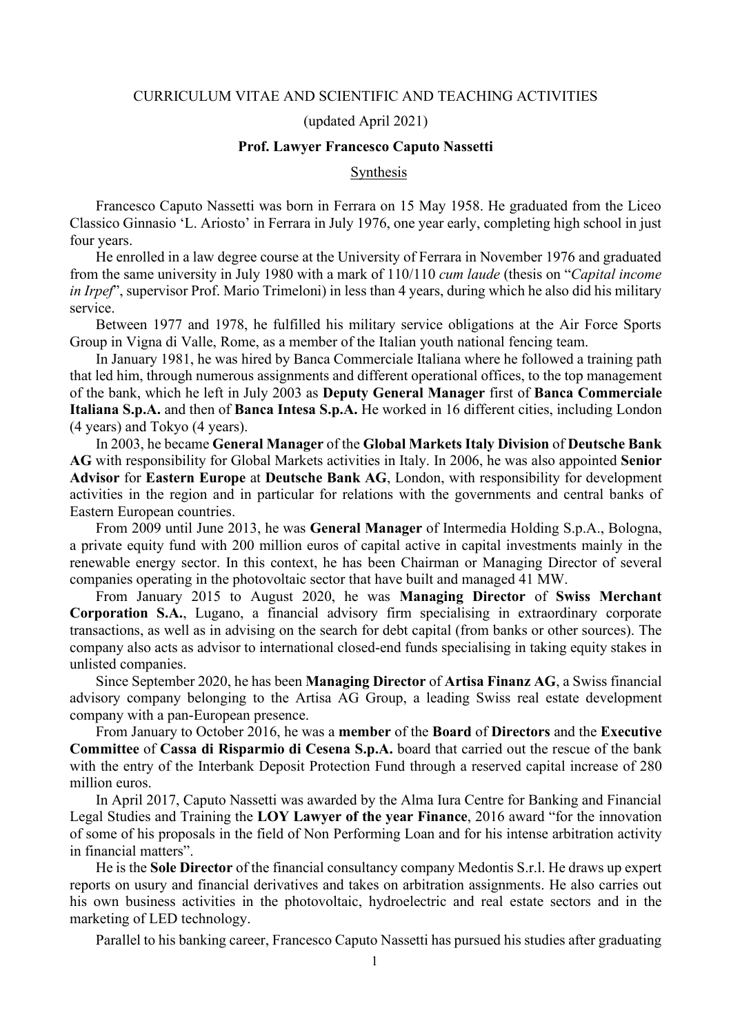# CURRICULUM VITAE AND SCIENTIFIC AND TEACHING ACTIVITIES

(updated April 2021)

**Prof. Lawyer Francesco Caputo Nassetti**

## Synthesis

Francesco Caputo Nassetti was born in Ferrara on 15 May 1958. He graduated from the Liceo Classico Ginnasio 'L. Ariosto' in Ferrara in July 1976, one year early, completing high school in just four years.

He enrolled in a law degree course at the University of Ferrara in November 1976 and graduated from the same university in July 1980 with a mark of 110/110 *cum laude* (thesis on "*Capital income in Irpef*", supervisor Prof. Mario Trimeloni) in less than 4 years, during which he also did his military service.

Between 1977 and 1978, he fulfilled his military service obligations at the Air Force Sports Group in Vigna di Valle, Rome, as a member of the Italian youth national fencing team.

In January 1981, he was hired by Banca Commerciale Italiana where he followed a training path that led him, through numerous assignments and different operational offices, to the top management of the bank, which he left in July 2003 as **Deputy General Manager** first of **Banca Commerciale Italiana S.p.A.** and then of **Banca Intesa S.p.A.** He worked in 16 different cities, including London (4 years) and Tokyo (4 years).

In 2003, he became **General Manager** of the **Global Markets Italy Division** of **Deutsche Bank AG** with responsibility for Global Markets activities in Italy. In 2006, he was also appointed **Senior Advisor** for **Eastern Europe** at **Deutsche Bank AG**, London, with responsibility for development activities in the region and in particular for relations with the governments and central banks of Eastern European countries.

From 2009 until June 2013, he was **General Manager** of Intermedia Holding S.p.A., Bologna, a private equity fund with 200 million euros of capital active in capital investments mainly in the renewable energy sector. In this context, he has been Chairman or Managing Director of several companies operating in the photovoltaic sector that have built and managed 41 MW.

From January 2015 to August 2020, he was **Managing Director** of **Swiss Merchant Corporation S.A.**, Lugano, a financial advisory firm specialising in extraordinary corporate transactions, as well as in advising on the search for debt capital (from banks or other sources). The company also acts as advisor to international closed-end funds specialising in taking equity stakes in unlisted companies.

Since September 2020, he has been **Managing Director** of **Artisa Finanz AG**, a Swiss financial advisory company belonging to the Artisa AG Group, a leading Swiss real estate development company with a pan-European presence.

From January to October 2016, he was a **member** of the **Board** of **Directors** and the **Executive Committee** of **Cassa di Risparmio di Cesena S.p.A.** board that carried out the rescue of the bank with the entry of the Interbank Deposit Protection Fund through a reserved capital increase of 280 million euros.

In April 2017, Caputo Nassetti was awarded by the Alma Iura Centre for Banking and Financial Legal Studies and Training the **LOY Lawyer of the year Finance**, 2016 award "for the innovation of some of his proposals in the field of Non Performing Loan and for his intense arbitration activity in financial matters".

He is the **Sole Director** of the financial consultancy company Medontis S.r.l. He draws up expert reports on usury and financial derivatives and takes on arbitration assignments. He also carries out his own business activities in the photovoltaic, hydroelectric and real estate sectors and in the marketing of LED technology.

Parallel to his banking career, Francesco Caputo Nassetti has pursued his studies after graduating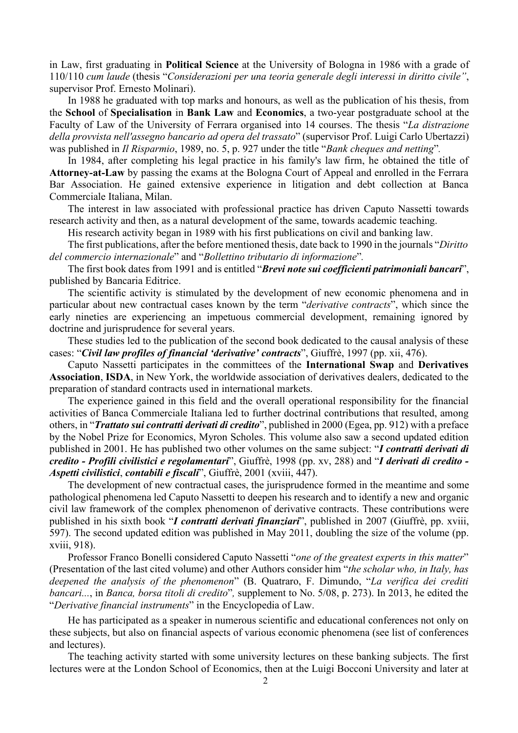in Law, first graduating in **Political Science** at the University of Bologna in 1986 with a grade of 110/110 *cum laude* (thesis "*Considerazioni per una teoria generale degli interessi in diritto civile"*, supervisor Prof. Ernesto Molinari).

In 1988 he graduated with top marks and honours, as well as the publication of his thesis, from the **School** of **Specialisation** in **Bank Law** and **Economics**, a two-year postgraduate school at the Faculty of Law of the University of Ferrara organised into 14 courses. The thesis "*La distrazione della provvista nell'assegno bancario ad opera del trassato*" (supervisor Prof. Luigi Carlo Ubertazzi) was published in *Il Risparmio*, 1989, no. 5, p. 927 under the title "*Bank cheques and netting*".

In 1984, after completing his legal practice in his family's law firm, he obtained the title of **Attorney-at-Law** by passing the exams at the Bologna Court of Appeal and enrolled in the Ferrara Bar Association. He gained extensive experience in litigation and debt collection at Banca Commerciale Italiana, Milan.

The interest in law associated with professional practice has driven Caputo Nassetti towards research activity and then, as a natural development of the same, towards academic teaching.

His research activity began in 1989 with his first publications on civil and banking law.

The first publications, after the before mentioned thesis, date back to 1990 in the journals "*Diritto del commercio internazionale*" and "*Bollettino tributario di informazione*".

The first book dates from 1991 and is entitled "***Brevi note sui coefficienti patrimoniali bancari***", published by Bancaria Editrice.

The scientific activity is stimulated by the development of new economic phenomena and in particular about new contractual cases known by the term "*derivative contracts*", which since the early nineties are experiencing an impetuous commercial development, remaining ignored by doctrine and jurisprudence for several years.

These studies led to the publication of the second book dedicated to the causal analysis of these cases: "***Civil law profiles of financial 'derivative' contracts***", Giuffrè, 1997 (pp. xii, 476).

Caputo Nassetti participates in the committees of the **International Swap** and **Derivatives Association**, **ISDA**, in New York, the worldwide association of derivatives dealers, dedicated to the preparation of standard contracts used in international markets.

The experience gained in this field and the overall operational responsibility for the financial activities of Banca Commerciale Italiana led to further doctrinal contributions that resulted, among others, in "***Trattato sui contratti derivati di credito***", published in 2000 (Egea, pp. 912) with a preface by the Nobel Prize for Economics, Myron Scholes. This volume also saw a second updated edition published in 2001. He has published two other volumes on the same subject: "***I contratti derivati di credito - Profili civilistici e regolamentari***", Giuffrè, 1998 (pp. xv, 288) and "***I derivati di credito - Aspetti civilistici***, ***contabili e fiscali***", Giuffrè, 2001 (xviii, 447).

The development of new contractual cases, the jurisprudence formed in the meantime and some pathological phenomena led Caputo Nassetti to deepen his research and to identify a new and organic civil law framework of the complex phenomenon of derivative contracts. These contributions were published in his sixth book "***I contratti derivati finanziari***", published in 2007 (Giuffrè, pp. xviii, 597). The second updated edition was published in May 2011, doubling the size of the volume (pp. xviii, 918).

Professor Franco Bonelli considered Caputo Nassetti "*one of the greatest experts in this matter*" (Presentation of the last cited volume) and other Authors consider him "*the scholar who, in Italy, has deepened the analysis of the phenomenon*" (B. Quatraro, F. Dimundo, "*La verifica dei crediti bancari...*, in *Banca, borsa titoli di credito*", supplement to No. 5/08, p. 273). In 2013, he edited the "*Derivative financial instruments*" in the Encyclopedia of Law.

He has participated as a speaker in numerous scientific and educational conferences not only on these subjects, but also on financial aspects of various economic phenomena (see list of conferences and lectures).

The teaching activity started with some university lectures on these banking subjects. The first lectures were at the London School of Economics, then at the Luigi Bocconi University and later at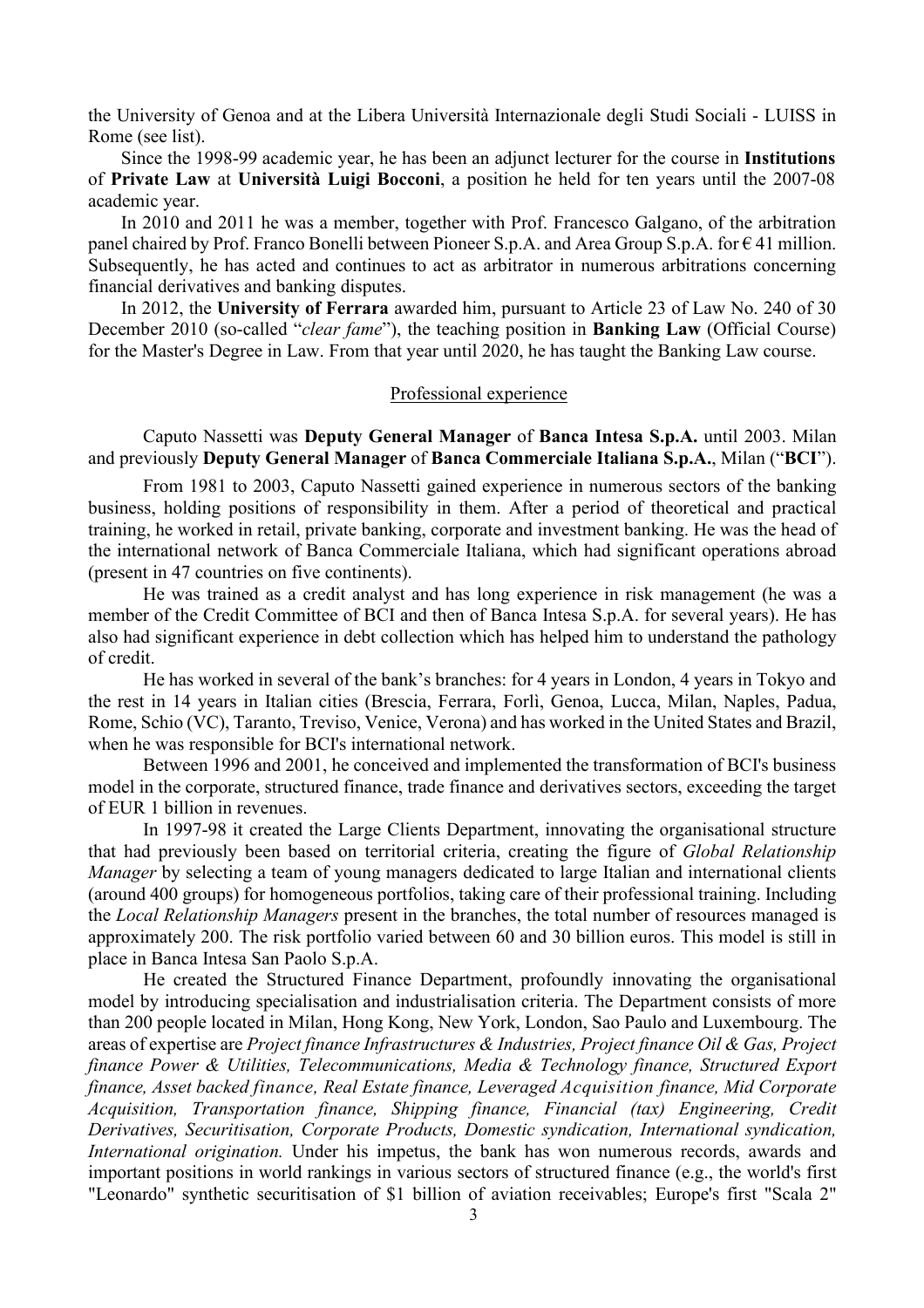the University of Genoa and at the Libera Università Internazionale degli Studi Sociali - LUISS in Rome (see list).

Since the 1998-99 academic year, he has been an adjunct lecturer for the course in **Institutions** of **Private Law** at **Università Luigi Bocconi**, a position he held for ten years until the 2007-08 academic year.

In 2010 and 2011 he was a member, together with Prof. Francesco Galgano, of the arbitration panel chaired by Prof. Franco Bonelli between Pioneer S.p.A. and Area Group S.p.A. for € 41 million. Subsequently, he has acted and continues to act as arbitrator in numerous arbitrations concerning financial derivatives and banking disputes.

In 2012, the **University of Ferrara** awarded him, pursuant to Article 23 of Law No. 240 of 30 December 2010 (so-called "*clear fame*"), the teaching position in **Banking Law** (Official Course) for the Master's Degree in Law. From that year until 2020, he has taught the Banking Law course.

## Professional experience

Caputo Nassetti was **Deputy General Manager** of **Banca Intesa S.p.A.** until 2003. Milan and previously **Deputy General Manager** of **Banca Commerciale Italiana S.p.A.**, Milan ("**BCI**").

From 1981 to 2003, Caputo Nassetti gained experience in numerous sectors of the banking business, holding positions of responsibility in them. After a period of theoretical and practical training, he worked in retail, private banking, corporate and investment banking. He was the head of the international network of Banca Commerciale Italiana, which had significant operations abroad (present in 47 countries on five continents).

He was trained as a credit analyst and has long experience in risk management (he was a member of the Credit Committee of BCI and then of Banca Intesa S.p.A. for several years). He has also had significant experience in debt collection which has helped him to understand the pathology of credit.

He has worked in several of the bank's branches: for 4 years in London, 4 years in Tokyo and the rest in 14 years in Italian cities (Brescia, Ferrara, Forlì, Genoa, Lucca, Milan, Naples, Padua, Rome, Schio (VC), Taranto, Treviso, Venice, Verona) and has worked in the United States and Brazil, when he was responsible for BCI's international network.

Between 1996 and 2001, he conceived and implemented the transformation of BCI's business model in the corporate, structured finance, trade finance and derivatives sectors, exceeding the target of EUR 1 billion in revenues.

In 1997-98 it created the Large Clients Department, innovating the organisational structure that had previously been based on territorial criteria, creating the figure of *Global Relationship Manager* by selecting a team of young managers dedicated to large Italian and international clients (around 400 groups) for homogeneous portfolios, taking care of their professional training. Including the *Local Relationship Managers* present in the branches, the total number of resources managed is approximately 200. The risk portfolio varied between 60 and 30 billion euros. This model is still in place in Banca Intesa San Paolo S.p.A.

He created the Structured Finance Department, profoundly innovating the organisational model by introducing specialisation and industrialisation criteria. The Department consists of more than 200 people located in Milan, Hong Kong, New York, London, Sao Paulo and Luxembourg. The areas of expertise are *Project finance Infrastructures & Industries, Project finance Oil & Gas, Project finance Power & Utilities, Telecommunications, Media & Technology finance, Structured Export finance, Asset backed finance, Real Estate finance, Leveraged Acquisition finance, Mid Corporate Acquisition, Transportation finance, Shipping finance, Financial (tax) Engineering, Credit Derivatives, Securitisation, Corporate Products, Domestic syndication, International syndication, International origination.* Under his impetus, the bank has won numerous records, awards and important positions in world rankings in various sectors of structured finance (e.g., the world's first "Leonardo" synthetic securitisation of $1 billion of aviation receivables; Europe's first "Scala 2"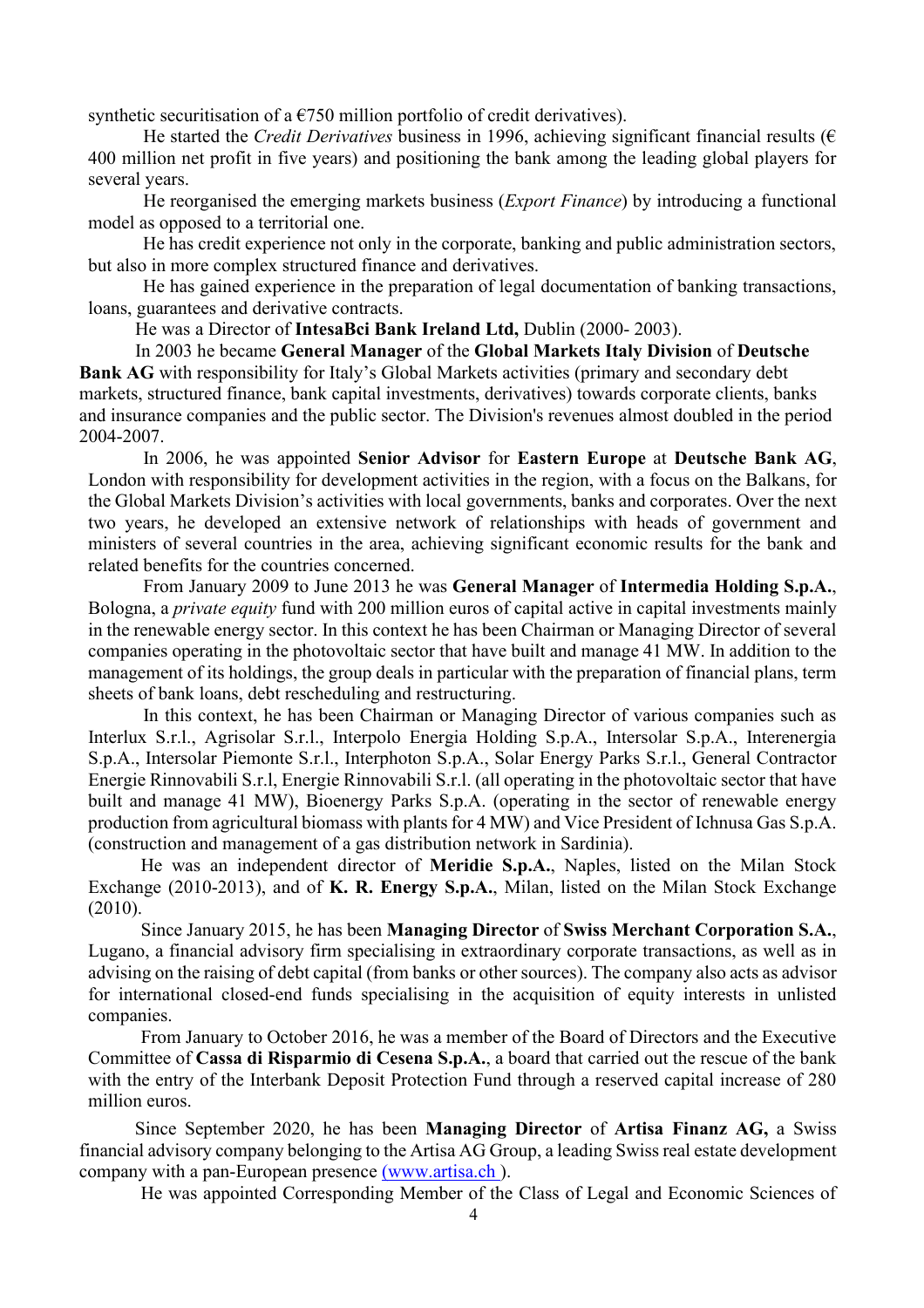synthetic securitisation of a €750 million portfolio of credit derivatives).

He started the *Credit Derivatives* business in 1996, achieving significant financial results (€ 400 million net profit in five years) and positioning the bank among the leading global players for several years.

He reorganised the emerging markets business (*Export Finance*) by introducing a functional model as opposed to a territorial one.

He has credit experience not only in the corporate, banking and public administration sectors, but also in more complex structured finance and derivatives.

He has gained experience in the preparation of legal documentation of banking transactions, loans, guarantees and derivative contracts.

He was a Director of **IntesaBci Bank Ireland Ltd,** Dublin (2000- 2003).

In 2003 he became **General Manager** of the **Global Markets Italy Division** of **Deutsche Bank AG** with responsibility for Italy's Global Markets activities (primary and secondary debt markets, structured finance, bank capital investments, derivatives) towards corporate clients, banks and insurance companies and the public sector. The Division's revenues almost doubled in the period 2004-2007.

In 2006, he was appointed **Senior Advisor** for **Eastern Europe** at **Deutsche Bank AG**, London with responsibility for development activities in the region, with a focus on the Balkans, for the Global Markets Division's activities with local governments, banks and corporates. Over the next two years, he developed an extensive network of relationships with heads of government and ministers of several countries in the area, achieving significant economic results for the bank and related benefits for the countries concerned.

From January 2009 to June 2013 he was **General Manager** of **Intermedia Holding S.p.A.**, Bologna, a *private equity* fund with 200 million euros of capital active in capital investments mainly in the renewable energy sector. In this context he has been Chairman or Managing Director of several companies operating in the photovoltaic sector that have built and manage 41 MW. In addition to the management of its holdings, the group deals in particular with the preparation of financial plans, term sheets of bank loans, debt rescheduling and restructuring.

In this context, he has been Chairman or Managing Director of various companies such as Interlux S.r.l., Agrisolar S.r.l., Interpolo Energia Holding S.p.A., Intersolar S.p.A., Interenergia S.p.A., Intersolar Piemonte S.r.l., Interphoton S.p.A., Solar Energy Parks S.r.l., General Contractor Energie Rinnovabili S.r.l, Energie Rinnovabili S.r.l. (all operating in the photovoltaic sector that have built and manage 41 MW), Bioenergy Parks S.p.A. (operating in the sector of renewable energy production from agricultural biomass with plants for 4 MW) and Vice President of Ichnusa Gas S.p.A. (construction and management of a gas distribution network in Sardinia).

He was an independent director of **Meridie S.p.A.**, Naples, listed on the Milan Stock Exchange (2010-2013), and of **K. R. Energy S.p.A.**, Milan, listed on the Milan Stock Exchange (2010).

Since January 2015, he has been **Managing Director** of **Swiss Merchant Corporation S.A.**, Lugano, a financial advisory firm specialising in extraordinary corporate transactions, as well as in advising on the raising of debt capital (from banks or other sources). The company also acts as advisor for international closed-end funds specialising in the acquisition of equity interests in unlisted companies.

From January to October 2016, he was a member of the Board of Directors and the Executive Committee of **Cassa di Risparmio di Cesena S.p.A.**, a board that carried out the rescue of the bank with the entry of the Interbank Deposit Protection Fund through a reserved capital increase of 280 million euros.

Since September 2020, he has been **Managing Director** of **Artisa Finanz AG,** a Swiss financial advisory company belonging to the Artisa AG Group, a leading Swiss real estate development company with a pan-European presence (www.artisa.ch ).

He was appointed Corresponding Member of the Class of Legal and Economic Sciences of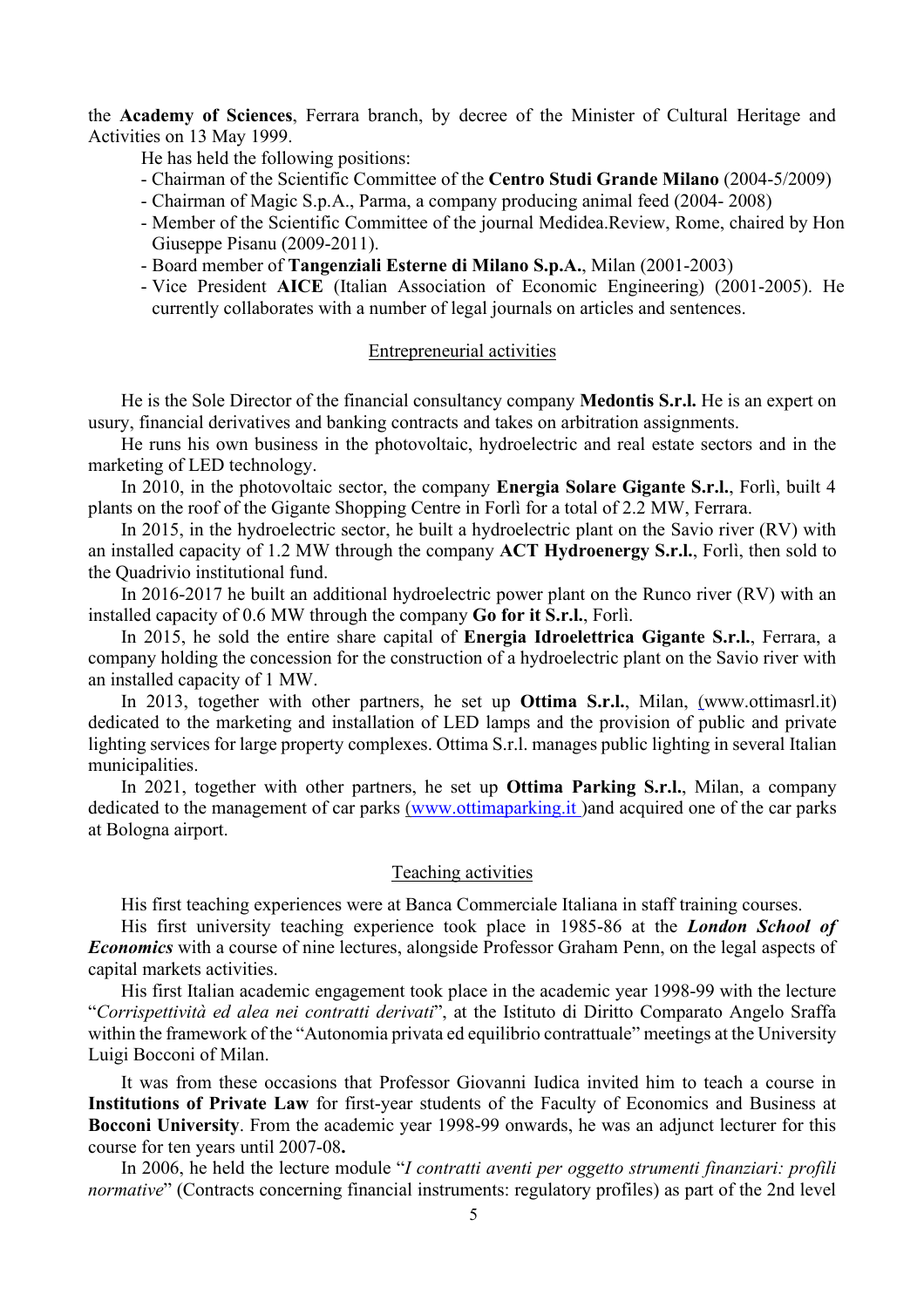the **Academy of Sciences**, Ferrara branch, by decree of the Minister of Cultural Heritage and Activities on 13 May 1999.

He has held the following positions:

- Chairman of the Scientific Committee of the **Centro Studi Grande Milano** (2004-5/2009)
- Chairman of Magic S.p.A., Parma, a company producing animal feed (2004- 2008)
- Member of the Scientific Committee of the journal Medidea.Review, Rome, chaired by Hon Giuseppe Pisanu (2009-2011).
- Board member of **Tangenziali Esterne di Milano S.p.A.**, Milan (2001-2003)
- Vice President **AICE** (Italian Association of Economic Engineering) (2001-2005). He currently collaborates with a number of legal journals on articles and sentences.

## Entrepreneurial activities

He is the Sole Director of the financial consultancy company **Medontis S.r.l.** He is an expert on usury, financial derivatives and banking contracts and takes on arbitration assignments.

He runs his own business in the photovoltaic, hydroelectric and real estate sectors and in the marketing of LED technology.

In 2010, in the photovoltaic sector, the company **Energia Solare Gigante S.r.l.**, Forlì, built 4 plants on the roof of the Gigante Shopping Centre in Forlì for a total of 2.2 MW, Ferrara.

In 2015, in the hydroelectric sector, he built a hydroelectric plant on the Savio river (RV) with an installed capacity of 1.2 MW through the company **ACT Hydroenergy S.r.l.**, Forlì, then sold to the Quadrivio institutional fund.

In 2016-2017 he built an additional hydroelectric power plant on the Runco river (RV) with an installed capacity of 0.6 MW through the company **Go for it S.r.l.**, Forlì.

In 2015, he sold the entire share capital of **Energia Idroelettrica Gigante S.r.l.**, Ferrara, a company holding the concession for the construction of a hydroelectric plant on the Savio river with an installed capacity of 1 MW.

In 2013, together with other partners, he set up **Ottima S.r.l.**, Milan, (www.ottimasrl.it) dedicated to the marketing and installation of LED lamps and the provision of public and private lighting services for large property complexes. Ottima S.r.l. manages public lighting in several Italian municipalities.

In 2021, together with other partners, he set up **Ottima Parking S.r.l.**, Milan, a company dedicated to the management of car parks (www.ottimaparking.it )and acquired one of the car parks at Bologna airport.

## Teaching activities

His first teaching experiences were at Banca Commerciale Italiana in staff training courses.

His first university teaching experience took place in 1985-86 at the ***London School of Economics*** with a course of nine lectures, alongside Professor Graham Penn, on the legal aspects of capital markets activities.

His first Italian academic engagement took place in the academic year 1998-99 with the lecture "*Corrispettività ed alea nei contratti derivati*", at the Istituto di Diritto Comparato Angelo Sraffa within the framework of the "Autonomia privata ed equilibrio contrattuale" meetings at the University Luigi Bocconi of Milan.

It was from these occasions that Professor Giovanni Iudica invited him to teach a course in **Institutions of Private Law** for first-year students of the Faculty of Economics and Business at **Bocconi University**. From the academic year 1998-99 onwards, he was an adjunct lecturer for this course for ten years until 2007-08**.**

In 2006, he held the lecture module "*I contratti aventi per oggetto strumenti finanziari: profili normative*" (Contracts concerning financial instruments: regulatory profiles) as part of the 2nd level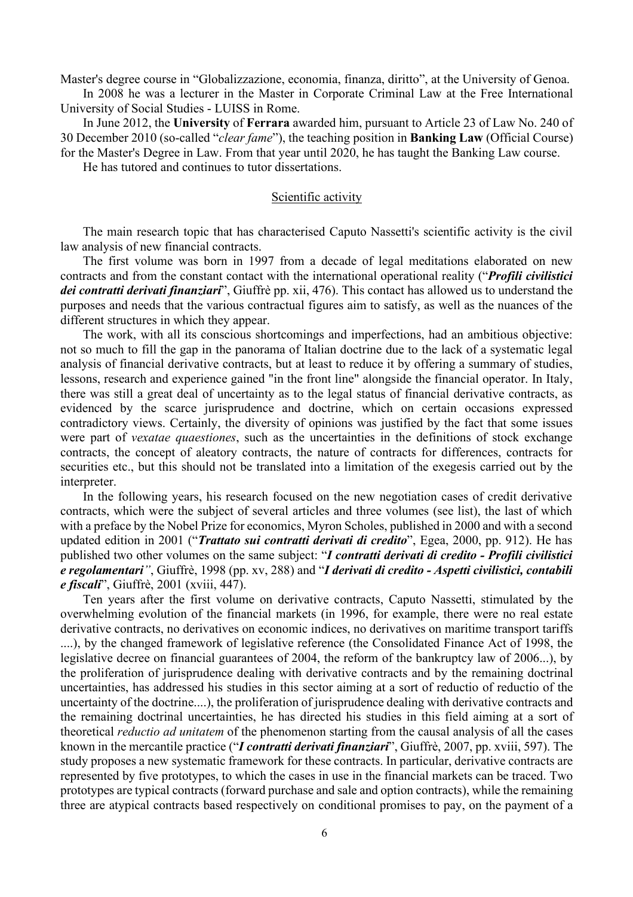Master's degree course in “Globalizzazione, economia, finanza, diritto”, at the University of Genoa.

In 2008 he was a lecturer in the Master in Corporate Criminal Law at the Free International University of Social Studies - LUISS in Rome.

In June 2012, the **University** of **Ferrara** awarded him, pursuant to Article 23 of Law No. 240 of 30 December 2010 (so-called “*clear fame*”), the teaching position in **Banking Law** (Official Course) for the Master's Degree in Law. From that year until 2020, he has taught the Banking Law course.

He has tutored and continues to tutor dissertations.

## Scientific activity

The main research topic that has characterised Caputo Nassetti's scientific activity is the civil law analysis of new financial contracts.

The first volume was born in 1997 from a decade of legal meditations elaborated on new contracts and from the constant contact with the international operational reality (“***Profili civilistici dei contratti derivati finanziari***”, Giuffrè pp. xii, 476). This contact has allowed us to understand the purposes and needs that the various contractual figures aim to satisfy, as well as the nuances of the different structures in which they appear.

The work, with all its conscious shortcomings and imperfections, had an ambitious objective: not so much to fill the gap in the panorama of Italian doctrine due to the lack of a systematic legal analysis of financial derivative contracts, but at least to reduce it by offering a summary of studies, lessons, research and experience gained "in the front line" alongside the financial operator. In Italy, there was still a great deal of uncertainty as to the legal status of financial derivative contracts, as evidenced by the scarce jurisprudence and doctrine, which on certain occasions expressed contradictory views. Certainly, the diversity of opinions was justified by the fact that some issues were part of *vexatae quaestiones*, such as the uncertainties in the definitions of stock exchange contracts, the concept of aleatory contracts, the nature of contracts for differences, contracts for securities etc., but this should not be translated into a limitation of the exegesis carried out by the interpreter.

In the following years, his research focused on the new negotiation cases of credit derivative contracts, which were the subject of several articles and three volumes (see list), the last of which with a preface by the Nobel Prize for economics, Myron Scholes, published in 2000 and with a second updated edition in 2001 (“***Trattato sui contratti derivati di credito***”, Egea, 2000, pp. 912). He has published two other volumes on the same subject: “***I contratti derivati di credito - Profili civilistici e regolamentari***”, Giuffrè, 1998 (pp. xv, 288) and “***I derivati di credito - Aspetti civilistici, contabili e fiscali***”, Giuffrè, 2001 (xviii, 447).

Ten years after the first volume on derivative contracts, Caputo Nassetti, stimulated by the overwhelming evolution of the financial markets (in 1996, for example, there were no real estate derivative contracts, no derivatives on economic indices, no derivatives on maritime transport tariffs ....), by the changed framework of legislative reference (the Consolidated Finance Act of 1998, the legislative decree on financial guarantees of 2004, the reform of the bankruptcy law of 2006...), by the proliferation of jurisprudence dealing with derivative contracts and by the remaining doctrinal uncertainties, has addressed his studies in this sector aiming at a sort of reductio of reductio of the uncertainty of the doctrine....), the proliferation of jurisprudence dealing with derivative contracts and the remaining doctrinal uncertainties, he has directed his studies in this field aiming at a sort of theoretical *reductio ad unitatem* of the phenomenon starting from the causal analysis of all the cases known in the mercantile practice (“***I contratti derivati finanziari***”, Giuffrè, 2007, pp. xviii, 597). The study proposes a new systematic framework for these contracts. In particular, derivative contracts are represented by five prototypes, to which the cases in use in the financial markets can be traced. Two prototypes are typical contracts (forward purchase and sale and option contracts), while the remaining three are atypical contracts based respectively on conditional promises to pay, on the payment of a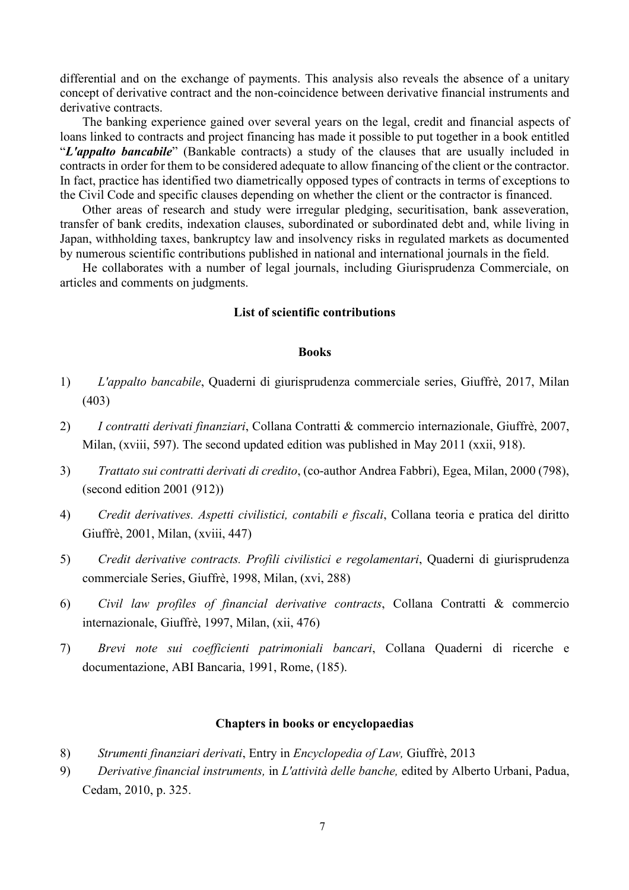differential and on the exchange of payments. This analysis also reveals the absence of a unitary concept of derivative contract and the non-coincidence between derivative financial instruments and derivative contracts.

The banking experience gained over several years on the legal, credit and financial aspects of loans linked to contracts and project financing has made it possible to put together in a book entitled "***L'appalto bancabile***" (Bankable contracts) a study of the clauses that are usually included in contracts in order for them to be considered adequate to allow financing of the client or the contractor. In fact, practice has identified two diametrically opposed types of contracts in terms of exceptions to the Civil Code and specific clauses depending on whether the client or the contractor is financed.

Other areas of research and study were irregular pledging, securitisation, bank asseveration, transfer of bank credits, indexation clauses, subordinated or subordinated debt and, while living in Japan, withholding taxes, bankruptcy law and insolvency risks in regulated markets as documented by numerous scientific contributions published in national and international journals in the field.

He collaborates with a number of legal journals, including Giurisprudenza Commerciale, on articles and comments on judgments.

## List of scientific contributions

### Books

1) *L'appalto bancabile*, Quaderni di giurisprudenza commerciale series, Giuffrè, 2017, Milan (403)

2) *I contratti derivati finanziari*, Collana Contratti & commercio internazionale, Giuffrè, 2007, Milan, (xviii, 597). The second updated edition was published in May 2011 (xxii, 918).

3) *Trattato sui contratti derivati di credito*, (co-author Andrea Fabbri), Egea, Milan, 2000 (798), (second edition 2001 (912))

4) *Credit derivatives. Aspetti civilistici, contabili e fiscali*, Collana teoria e pratica del diritto Giuffrè, 2001, Milan, (xviii, 447)

5) *Credit derivative contracts. Profili civilistici e regolamentari*, Quaderni di giurisprudenza commerciale Series, Giuffrè, 1998, Milan, (xvi, 288)

6) *Civil law profiles of financial derivative contracts*, Collana Contratti & commercio internazionale, Giuffrè, 1997, Milan, (xii, 476)

7) *Brevi note sui coefficienti patrimoniali bancari*, Collana Quaderni di ricerche e documentazione, ABI Bancaria, 1991, Rome, (185).

### Chapters in books or encyclopaedias

8) *Strumenti finanziari derivati*, Entry in *Encyclopedia of Law,* Giuffrè, 2013

9) *Derivative financial instruments,* in *L'attività delle banche,* edited by Alberto Urbani, Padua, Cedam, 2010, p. 325.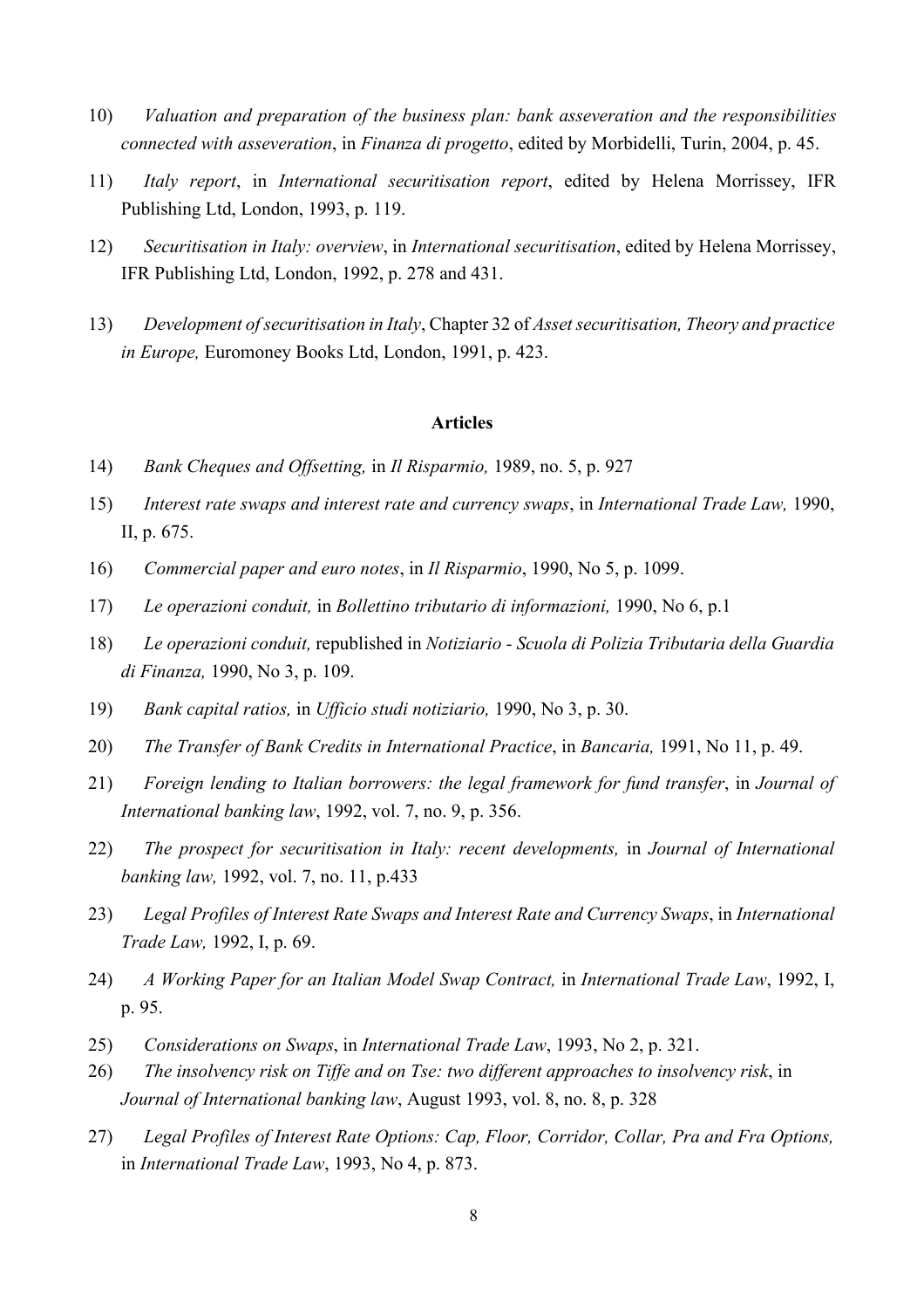10) *Valuation and preparation of the business plan: bank asseveration and the responsibilities connected with asseveration*, in *Finanza di progetto*, edited by Morbidelli, Turin, 2004, p. 45.

11) *Italy report*, in *International securitisation report*, edited by Helena Morrissey, IFR Publishing Ltd, London, 1993, p. 119.

12) *Securitisation in Italy: overview*, in *International securitisation*, edited by Helena Morrissey, IFR Publishing Ltd, London, 1992, p. 278 and 431.

13) *Development of securitisation in Italy*, Chapter 32 of *Asset securitisation, Theory and practice in Europe,* Euromoney Books Ltd, London, 1991, p. 423.

**Articles**

14) *Bank Cheques and Offsetting,* in *Il Risparmio,* 1989, no. 5, p. 927

15) *Interest rate swaps and interest rate and currency swaps*, in *International Trade Law,* 1990, II, p. 675.

16) *Commercial paper and euro notes*, in *Il Risparmio*, 1990, No 5, p. 1099.

17) *Le operazioni conduit,* in *Bollettino tributario di informazioni,* 1990, No 6, p.1

18) *Le operazioni conduit,* republished in *Notiziario - Scuola di Polizia Tributaria della Guardia di Finanza,* 1990, No 3, p. 109.

19) *Bank capital ratios,* in *Ufficio studi notiziario,* 1990, No 3, p. 30.

20) *The Transfer of Bank Credits in International Practice*, in *Bancaria,* 1991, No 11, p. 49.

21) *Foreign lending to Italian borrowers: the legal framework for fund transfer*, in *Journal of International banking law*, 1992, vol. 7, no. 9, p. 356.

22) *The prospect for securitisation in Italy: recent developments,* in *Journal of International banking law,* 1992, vol. 7, no. 11, p.433

23) *Legal Profiles of Interest Rate Swaps and Interest Rate and Currency Swaps*, in *International Trade Law,* 1992, I, p. 69.

24) *A Working Paper for an Italian Model Swap Contract,* in *International Trade Law*, 1992, I, p. 95.

25) *Considerations on Swaps*, in *International Trade Law*, 1993, No 2, p. 321.

26) *The insolvency risk on Tiffe and on Tse: two different approaches to insolvency risk*, in *Journal of International banking law*, August 1993, vol. 8, no. 8, p. 328

27) *Legal Profiles of Interest Rate Options: Cap, Floor, Corridor, Collar, Pra and Fra Options,* in *International Trade Law*, 1993, No 4, p. 873.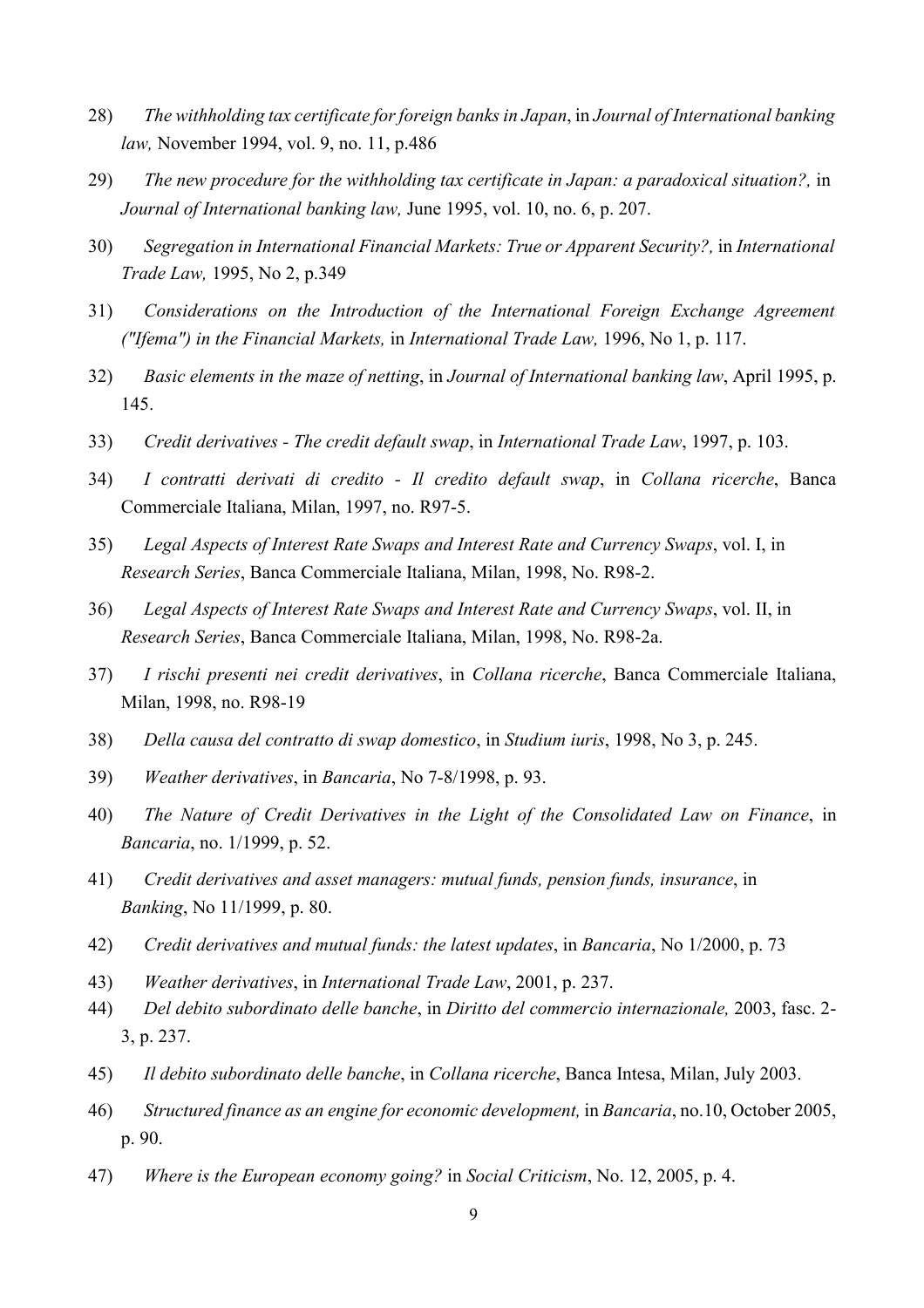28) *The withholding tax certificate for foreign banks in Japan*, in *Journal of International banking law,* November 1994, vol. 9, no. 11, p.486

29) *The new procedure for the withholding tax certificate in Japan: a paradoxical situation?,* in *Journal of International banking law,* June 1995, vol. 10, no. 6, p. 207.

30) *Segregation in International Financial Markets: True or Apparent Security?,* in *International Trade Law,* 1995, No 2, p.349

31) *Considerations on the Introduction of the International Foreign Exchange Agreement ("Ifema") in the Financial Markets,* in *International Trade Law,* 1996, No 1, p. 117.

32) *Basic elements in the maze of netting*, in *Journal of International banking law*, April 1995, p. 145.

33) *Credit derivatives - The credit default swap*, in *International Trade Law*, 1997, p. 103.

34) *I contratti derivati di credito - Il credito default swap*, in *Collana ricerche*, Banca Commerciale Italiana, Milan, 1997, no. R97-5.

35) *Legal Aspects of Interest Rate Swaps and Interest Rate and Currency Swaps*, vol. I, in *Research Series*, Banca Commerciale Italiana, Milan, 1998, No. R98-2.

36) *Legal Aspects of Interest Rate Swaps and Interest Rate and Currency Swaps*, vol. II, in *Research Series*, Banca Commerciale Italiana, Milan, 1998, No. R98-2a.

37) *I rischi presenti nei credit derivatives*, in *Collana ricerche*, Banca Commerciale Italiana, Milan, 1998, no. R98-19

38) *Della causa del contratto di swap domestico*, in *Studium iuris*, 1998, No 3, p. 245.

39) *Weather derivatives*, in *Bancaria*, No 7-8/1998, p. 93.

40) *The Nature of Credit Derivatives in the Light of the Consolidated Law on Finance*, in *Bancaria*, no. 1/1999, p. 52.

41) *Credit derivatives and asset managers: mutual funds, pension funds, insurance*, in *Banking*, No 11/1999, p. 80.

42) *Credit derivatives and mutual funds: the latest updates*, in *Bancaria*, No 1/2000, p. 73

43) *Weather derivatives*, in *International Trade Law*, 2001, p. 237.

44) *Del debito subordinato delle banche*, in *Diritto del commercio internazionale,* 2003, fasc. 2-3, p. 237.

45) *Il debito subordinato delle banche*, in *Collana ricerche*, Banca Intesa, Milan, July 2003.

46) *Structured finance as an engine for economic development,* in *Bancaria*, no.10, October 2005, p. 90.

47) *Where is the European economy going?* in *Social Criticism*, No. 12, 2005, p. 4.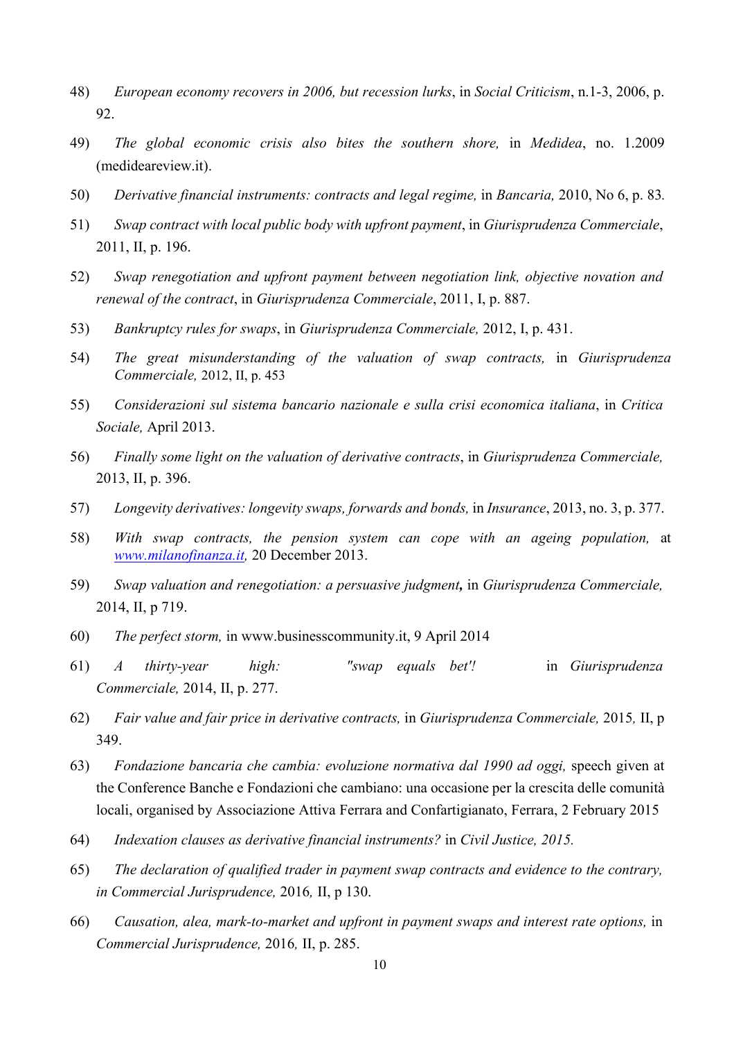48) *European economy recovers in 2006, but recession lurks*, in *Social Criticism*, n.1-3, 2006, p. 92.

49) *The global economic crisis also bites the southern shore,* in *Medidea*, no. 1.2009 (medideareview.it).

50) *Derivative financial instruments: contracts and legal regime,* in *Bancaria,* 2010, No 6, p. 83*.*

51) *Swap contract with local public body with upfront payment*, in *Giurisprudenza Commerciale*, 2011, II, p. 196.

52) *Swap renegotiation and upfront payment between negotiation link, objective novation and renewal of the contract*, in *Giurisprudenza Commerciale*, 2011, I, p. 887.

53) *Bankruptcy rules for swaps*, in *Giurisprudenza Commerciale,* 2012, I, p. 431.

54) *The great misunderstanding of the valuation of swap contracts,* in *Giurisprudenza Commerciale,* 2012, II, p. 453

55) *Considerazioni sul sistema bancario nazionale e sulla crisi economica italiana*, in *Critica Sociale,* April 2013.

56) *Finally some light on the valuation of derivative contracts*, in *Giurisprudenza Commerciale,* 2013, II, p. 396.

57) *Longevity derivatives: longevity swaps, forwards and bonds,* in *Insurance*, 2013, no. 3, p. 377.

58) *With swap contracts, the pension system can cope with an ageing population,* at *www.milanofinanza.it,* 20 December 2013.

59) *Swap valuation and renegotiation: a persuasive judgment***,** in *Giurisprudenza Commerciale,* 2014, II, p 719.

60) *The perfect storm,* in www.businesscommunity.it, 9 April 2014

61) *A thirty-year high: "swap equals bet'!* in *Giurisprudenza Commerciale,* 2014, II, p. 277.

62) *Fair value and fair price in derivative contracts,* in *Giurisprudenza Commerciale,* 2015*,* II, p 349.

63) *Fondazione bancaria che cambia: evoluzione normativa dal 1990 ad oggi,* speech given at the Conference Banche e Fondazioni che cambiano: una occasione per la crescita delle comunità locali, organised by Associazione Attiva Ferrara and Confartigianato, Ferrara, 2 February 2015

64) *Indexation clauses as derivative financial instruments?* in *Civil Justice, 2015.*

65) *The declaration of qualified trader in payment swap contracts and evidence to the contrary, in Commercial Jurisprudence,* 2016*,* II, p 130.

66) *Causation, alea, mark-to-market and upfront in payment swaps and interest rate options,* in *Commercial Jurisprudence,* 2016*,* II, p. 285.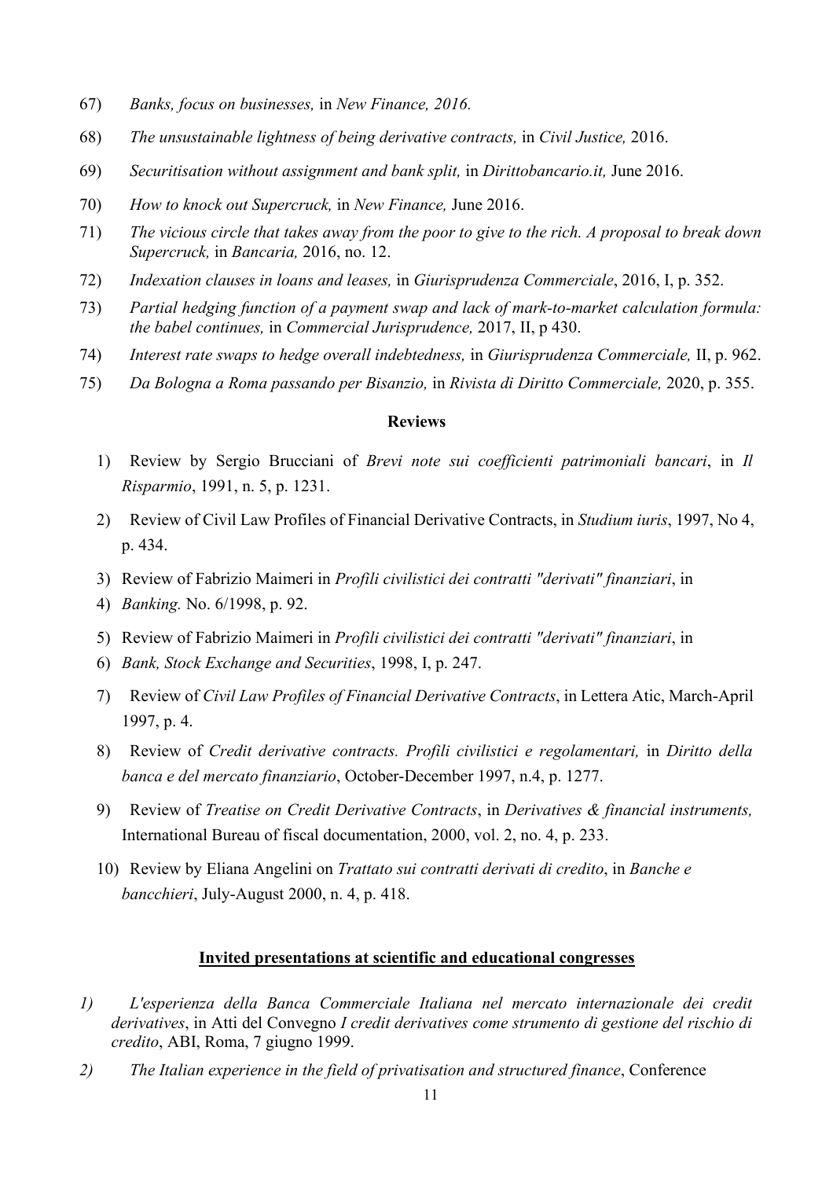67) *Banks, focus on businesses,* in *New Finance, 2016.*

68) *The unsustainable lightness of being derivative contracts,* in *Civil Justice,* 2016.

69) *Securitisation without assignment and bank split,* in *Dirittobancario.it,* June 2016.

70) *How to knock out Supercruck,* in *New Finance,* June 2016.

71) *The vicious circle that takes away from the poor to give to the rich. A proposal to break down Supercruck,* in *Bancaria,* 2016, no. 12.

72) *Indexation clauses in loans and leases,* in *Giurisprudenza Commerciale*, 2016, I, p. 352.

73) *Partial hedging function of a payment swap and lack of mark-to-market calculation formula: the babel continues,* in *Commercial Jurisprudence,* 2017, II, p 430.

74) *Interest rate swaps to hedge overall indebtedness,* in *Giurisprudenza Commerciale,* II, p. 962.

75) *Da Bologna a Roma passando per Bisanzio,* in *Rivista di Diritto Commerciale,* 2020, p. 355.

**Reviews**

1) Review by Sergio Brucciani of *Brevi note sui coefficienti patrimoniali bancari*, in *Il Risparmio*, 1991, n. 5, p. 1231.
2) Review of Civil Law Profiles of Financial Derivative Contracts, in *Studium iuris*, 1997, No 4, p. 434.
3) Review of Fabrizio Maimeri in *Profili civilistici dei contratti "derivati" finanziari*, in
4) *Banking.* No. 6/1998, p. 92.
5) Review of Fabrizio Maimeri in *Profili civilistici dei contratti "derivati" finanziari*, in
6) *Bank, Stock Exchange and Securities*, 1998, I, p. 247.
7) Review of *Civil Law Profiles of Financial Derivative Contracts*, in Lettera Atic, March-April 1997, p. 4.
8) Review of *Credit derivative contracts. Profili civilistici e regolamentari,* in *Diritto della banca e del mercato finanziario*, October-December 1997, n.4, p. 1277.
9) Review of *Treatise on Credit Derivative Contracts*, in *Derivatives & financial instruments,* International Bureau of fiscal documentation, 2000, vol. 2, no. 4, p. 233.
10) Review by Eliana Angelini on *Trattato sui contratti derivati di credito*, in *Banche e bancchieri*, July-August 2000, n. 4, p. 418.

**Invited presentations at scientific and educational congresses**

*1)* *L'esperienza della Banca Commerciale Italiana nel mercato internazionale dei credit derivatives*, in Atti del Convegno *I credit derivatives come strumento di gestione del rischio di credito*, ABI, Roma, 7 giugno 1999.

*2)* *The Italian experience in the field of privatisation and structured finance*, Conference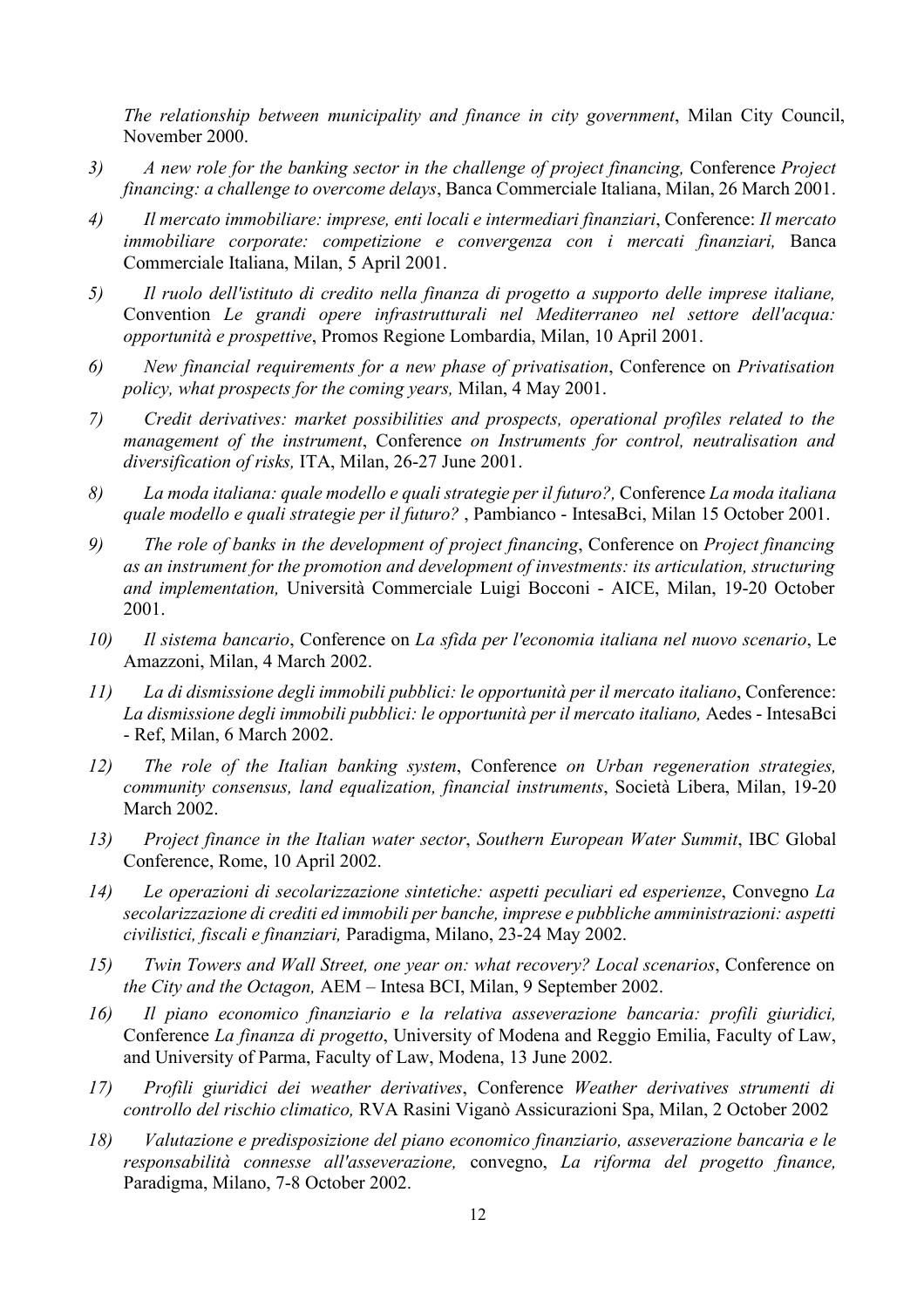*The relationship between municipality and finance in city government*, Milan City Council, November 2000.

3) *A new role for the banking sector in the challenge of project financing,* Conference *Project financing: a challenge to overcome delays*, Banca Commerciale Italiana, Milan, 26 March 2001.

4) *Il mercato immobiliare: imprese, enti locali e intermediari finanziari*, Conference: *Il mercato immobiliare corporate: competizione e convergenza con i mercati finanziari,* Banca Commerciale Italiana, Milan, 5 April 2001.

5) *Il ruolo dell'istituto di credito nella finanza di progetto a supporto delle imprese italiane,* Convention *Le grandi opere infrastrutturali nel Mediterraneo nel settore dell'acqua: opportunità e prospettive*, Promos Regione Lombardia, Milan, 10 April 2001.

6) *New financial requirements for a new phase of privatisation*, Conference on *Privatisation policy, what prospects for the coming years,* Milan, 4 May 2001.

7) *Credit derivatives: market possibilities and prospects, operational profiles related to the management of the instrument*, Conference *on Instruments for control, neutralisation and diversification of risks,* ITA, Milan, 26-27 June 2001.

8) *La moda italiana: quale modello e quali strategie per il futuro?,* Conference *La moda italiana quale modello e quali strategie per il futuro?* , Pambianco - IntesaBci, Milan 15 October 2001.

9) *The role of banks in the development of project financing*, Conference on *Project financing as an instrument for the promotion and development of investments: its articulation, structuring and implementation,* Università Commerciale Luigi Bocconi - AICE, Milan, 19-20 October 2001.

10) *Il sistema bancario*, Conference on *La sfida per l'economia italiana nel nuovo scenario*, Le Amazzoni, Milan, 4 March 2002.

11) *La di dismissione degli immobili pubblici: le opportunità per il mercato italiano*, Conference: *La dismissione degli immobili pubblici: le opportunità per il mercato italiano,* Aedes - IntesaBci - Ref, Milan, 6 March 2002.

12) *The role of the Italian banking system*, Conference *on Urban regeneration strategies, community consensus, land equalization, financial instruments*, Società Libera, Milan, 19-20 March 2002.

13) *Project finance in the Italian water sector*, *Southern European Water Summit*, IBC Global Conference, Rome, 10 April 2002.

14) *Le operazioni di secolarizzazione sintetiche: aspetti peculiari ed esperienze*, Convegno *La secolarizzazione di crediti ed immobili per banche, imprese e pubbliche amministrazioni: aspetti civilistici, fiscali e finanziari,* Paradigma, Milano, 23-24 May 2002.

15) *Twin Towers and Wall Street, one year on: what recovery? Local scenarios*, Conference on *the City and the Octagon,* AEM – Intesa BCI, Milan, 9 September 2002.

16) *Il piano economico finanziario e la relativa asseverazione bancaria: profili giuridici,* Conference *La finanza di progetto*, University of Modena and Reggio Emilia, Faculty of Law, and University of Parma, Faculty of Law, Modena, 13 June 2002.

17) *Profili giuridici dei weather derivatives*, Conference *Weather derivatives strumenti di controllo del rischio climatico,* RVA Rasini Viganò Assicurazioni Spa, Milan, 2 October 2002

18) *Valutazione e predisposizione del piano economico finanziario, asseverazione bancaria e le responsabilità connesse all'asseverazione,* convegno, *La riforma del progetto finance,* Paradigma, Milano, 7-8 October 2002.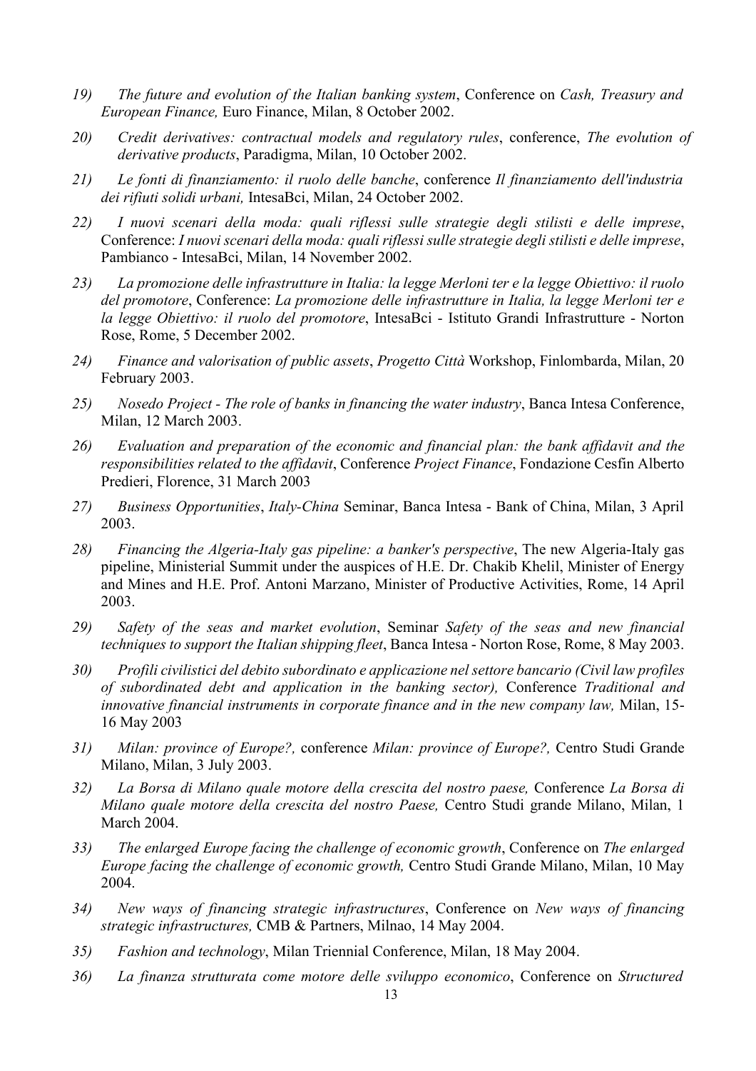19) *The future and evolution of the Italian banking system*, Conference on *Cash, Treasury and European Finance,* Euro Finance, Milan, 8 October 2002.

20) *Credit derivatives: contractual models and regulatory rules*, conference, *The evolution of derivative products*, Paradigma, Milan, 10 October 2002.

21) *Le fonti di finanziamento: il ruolo delle banche*, conference *Il finanziamento dell'industria dei rifiuti solidi urbani,* IntesaBci, Milan, 24 October 2002.

22) *I nuovi scenari della moda: quali riflessi sulle strategie degli stilisti e delle imprese*, Conference: *I nuovi scenari della moda: quali riflessi sulle strategie degli stilisti e delle imprese*, Pambianco - IntesaBci, Milan, 14 November 2002.

23) *La promozione delle infrastrutture in Italia: la legge Merloni ter e la legge Obiettivo: il ruolo del promotore*, Conference: *La promozione delle infrastrutture in Italia, la legge Merloni ter e la legge Obiettivo: il ruolo del promotore*, IntesaBci - Istituto Grandi Infrastrutture - Norton Rose, Rome, 5 December 2002.

24) *Finance and valorisation of public assets*, *Progetto Città* Workshop, Finlombarda, Milan, 20 February 2003.

25) *Nosedo Project - The role of banks in financing the water industry*, Banca Intesa Conference, Milan, 12 March 2003.

26) *Evaluation and preparation of the economic and financial plan: the bank affidavit and the responsibilities related to the affidavit*, Conference *Project Finance*, Fondazione Cesfin Alberto Predieri, Florence, 31 March 2003

27) *Business Opportunities*, *Italy-China* Seminar, Banca Intesa - Bank of China, Milan, 3 April 2003.

28) *Financing the Algeria-Italy gas pipeline: a banker's perspective*, The new Algeria-Italy gas pipeline, Ministerial Summit under the auspices of H.E. Dr. Chakib Khelil, Minister of Energy and Mines and H.E. Prof. Antoni Marzano, Minister of Productive Activities, Rome, 14 April 2003.

29) *Safety of the seas and market evolution*, Seminar *Safety of the seas and new financial techniques to support the Italian shipping fleet*, Banca Intesa - Norton Rose, Rome, 8 May 2003.

30) *Profili civilistici del debito subordinato e applicazione nel settore bancario (Civil law profiles of subordinated debt and application in the banking sector),* Conference *Traditional and innovative financial instruments in corporate finance and in the new company law,* Milan, 15-16 May 2003

31) *Milan: province of Europe?,* conference *Milan: province of Europe?,* Centro Studi Grande Milano, Milan, 3 July 2003.

32) *La Borsa di Milano quale motore della crescita del nostro paese,* Conference *La Borsa di Milano quale motore della crescita del nostro Paese,* Centro Studi grande Milano, Milan, 1 March 2004.

33) *The enlarged Europe facing the challenge of economic growth*, Conference on *The enlarged Europe facing the challenge of economic growth,* Centro Studi Grande Milano, Milan, 10 May 2004.

34) *New ways of financing strategic infrastructures*, Conference on *New ways of financing strategic infrastructures,* CMB & Partners, Milnao, 14 May 2004.

35) *Fashion and technology*, Milan Triennial Conference, Milan, 18 May 2004.

36) *La finanza strutturata come motore delle sviluppo economico*, Conference on *Structured*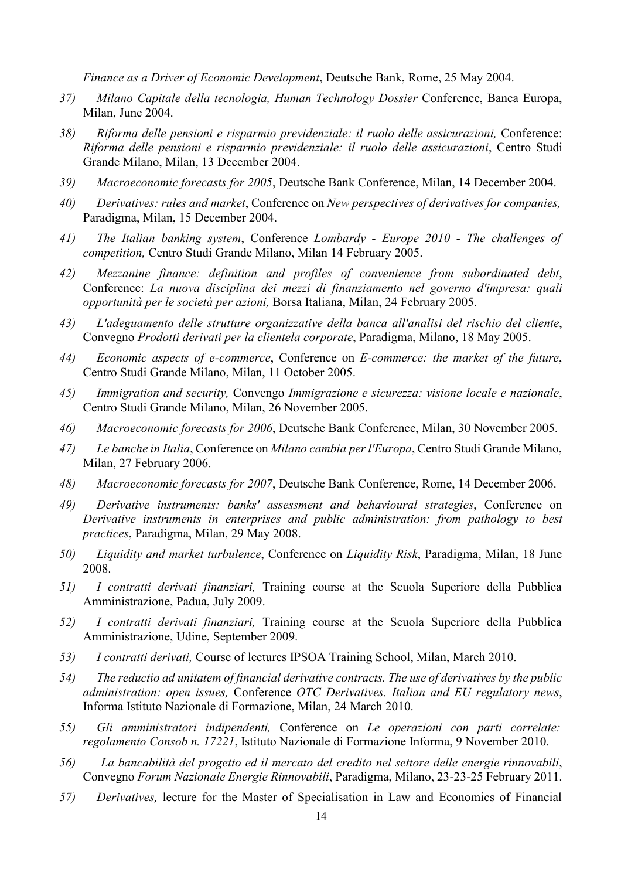*Finance as a Driver of Economic Development*, Deutsche Bank, Rome, 25 May 2004.

37) *Milano Capitale della tecnologia, Human Technology Dossier* Conference, Banca Europa, Milan, June 2004.

38) *Riforma delle pensioni e risparmio previdenziale: il ruolo delle assicurazioni,* Conference: *Riforma delle pensioni e risparmio previdenziale: il ruolo delle assicurazioni*, Centro Studi Grande Milano, Milan, 13 December 2004.

39) *Macroeconomic forecasts for 2005*, Deutsche Bank Conference, Milan, 14 December 2004.

40) *Derivatives: rules and market*, Conference on *New perspectives of derivatives for companies,* Paradigma, Milan, 15 December 2004.

41) *The Italian banking system*, Conference *Lombardy - Europe 2010 - The challenges of competition,* Centro Studi Grande Milano, Milan 14 February 2005.

42) *Mezzanine finance: definition and profiles of convenience from subordinated debt*, Conference: *La nuova disciplina dei mezzi di finanziamento nel governo d'impresa: quali opportunità per le società per azioni,* Borsa Italiana, Milan, 24 February 2005.

43) *L'adeguamento delle strutture organizzative della banca all'analisi del rischio del cliente*, Convegno *Prodotti derivati per la clientela corporate*, Paradigma, Milano, 18 May 2005.

44) *Economic aspects of e-commerce*, Conference on *E-commerce: the market of the future*, Centro Studi Grande Milano, Milan, 11 October 2005.

45) *Immigration and security,* Convegno *Immigrazione e sicurezza: visione locale e nazionale*, Centro Studi Grande Milano, Milan, 26 November 2005.

46) *Macroeconomic forecasts for 2006*, Deutsche Bank Conference, Milan, 30 November 2005.

47) *Le banche in Italia*, Conference on *Milano cambia per l'Europa*, Centro Studi Grande Milano, Milan, 27 February 2006.

48) *Macroeconomic forecasts for 2007*, Deutsche Bank Conference, Rome, 14 December 2006.

49) *Derivative instruments: banks' assessment and behavioural strategies*, Conference on *Derivative instruments in enterprises and public administration: from pathology to best practices*, Paradigma, Milan, 29 May 2008.

50) *Liquidity and market turbulence*, Conference on *Liquidity Risk*, Paradigma, Milan, 18 June 2008.

51) *I contratti derivati finanziari,* Training course at the Scuola Superiore della Pubblica Amministrazione, Padua, July 2009.

52) *I contratti derivati finanziari,* Training course at the Scuola Superiore della Pubblica Amministrazione, Udine, September 2009.

53) *I contratti derivati,* Course of lectures IPSOA Training School, Milan, March 2010.

54) *The reductio ad unitatem of financial derivative contracts. The use of derivatives by the public administration: open issues,* Conference *OTC Derivatives. Italian and EU regulatory news*, Informa Istituto Nazionale di Formazione, Milan, 24 March 2010.

55) *Gli amministratori indipendenti,* Conference on *Le operazioni con parti correlate: regolamento Consob n. 17221*, Istituto Nazionale di Formazione Informa, 9 November 2010.

56) *La bancabilità del progetto ed il mercato del credito nel settore delle energie rinnovabili*, Convegno *Forum Nazionale Energie Rinnovabili*, Paradigma, Milano, 23-23-25 February 2011.

57) *Derivatives,* lecture for the Master of Specialisation in Law and Economics of Financial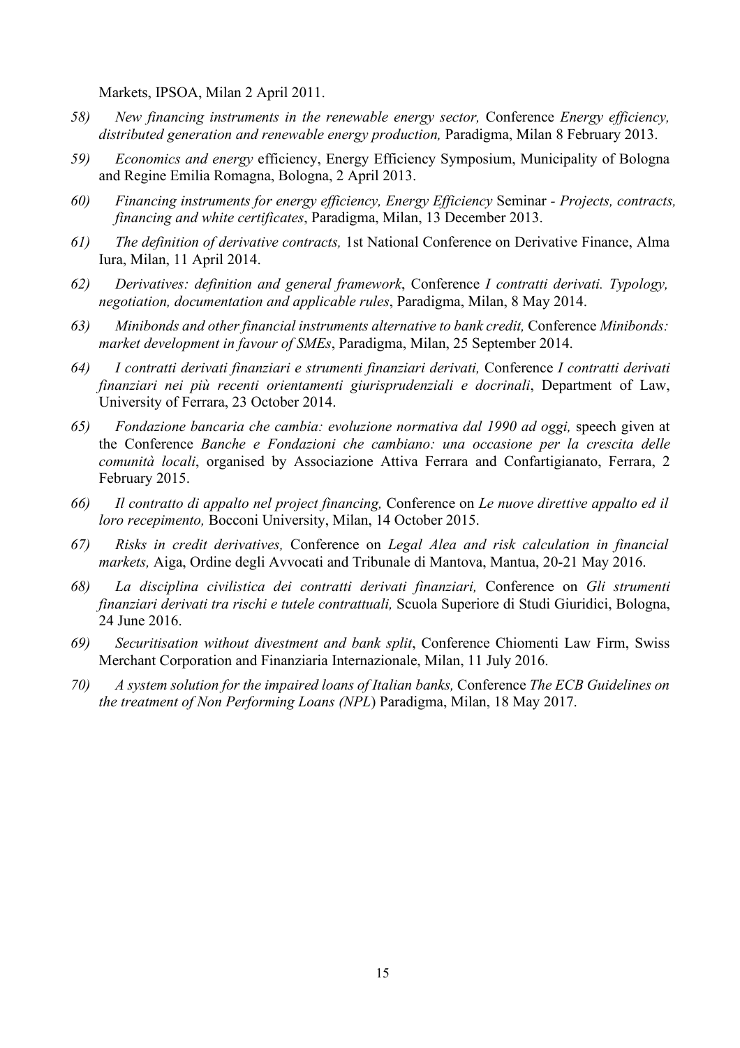Markets, IPSOA, Milan 2 April 2011.

58) *New financing instruments in the renewable energy sector,* Conference *Energy efficiency, distributed generation and renewable energy production,* Paradigma, Milan 8 February 2013.

59) *Economics and energy* efficiency, Energy Efficiency Symposium, Municipality of Bologna and Regine Emilia Romagna, Bologna, 2 April 2013.

60) *Financing instruments for energy efficiency, Energy Efficiency* Seminar - *Projects, contracts, financing and white certificates*, Paradigma, Milan, 13 December 2013.

61) *The definition of derivative contracts,* 1st National Conference on Derivative Finance, Alma Iura, Milan, 11 April 2014.

62) *Derivatives: definition and general framework*, Conference *I contratti derivati. Typology, negotiation, documentation and applicable rules*, Paradigma, Milan, 8 May 2014.

63) *Minibonds and other financial instruments alternative to bank credit,* Conference *Minibonds: market development in favour of SMEs*, Paradigma, Milan, 25 September 2014.

64) *I contratti derivati finanziari e strumenti finanziari derivati,* Conference *I contratti derivati finanziari nei più recenti orientamenti giurisprudenziali e docrinali*, Department of Law, University of Ferrara, 23 October 2014.

65) *Fondazione bancaria che cambia: evoluzione normativa dal 1990 ad oggi,* speech given at the Conference *Banche e Fondazioni che cambiano: una occasione per la crescita delle comunità locali*, organised by Associazione Attiva Ferrara and Confartigianato, Ferrara, 2 February 2015.

66) *Il contratto di appalto nel project financing,* Conference on *Le nuove direttive appalto ed il loro recepimento,* Bocconi University, Milan, 14 October 2015.

67) *Risks in credit derivatives,* Conference on *Legal Alea and risk calculation in financial markets,* Aiga, Ordine degli Avvocati and Tribunale di Mantova, Mantua, 20-21 May 2016.

68) *La disciplina civilistica dei contratti derivati finanziari,* Conference on *Gli strumenti finanziari derivati tra rischi e tutele contrattuali,* Scuola Superiore di Studi Giuridici, Bologna, 24 June 2016.

69) *Securitisation without divestment and bank split*, Conference Chiomenti Law Firm, Swiss Merchant Corporation and Finanziaria Internazionale, Milan, 11 July 2016.

70) *A system solution for the impaired loans of Italian banks,* Conference *The ECB Guidelines on the treatment of Non Performing Loans (NPL*) Paradigma, Milan, 18 May 2017.